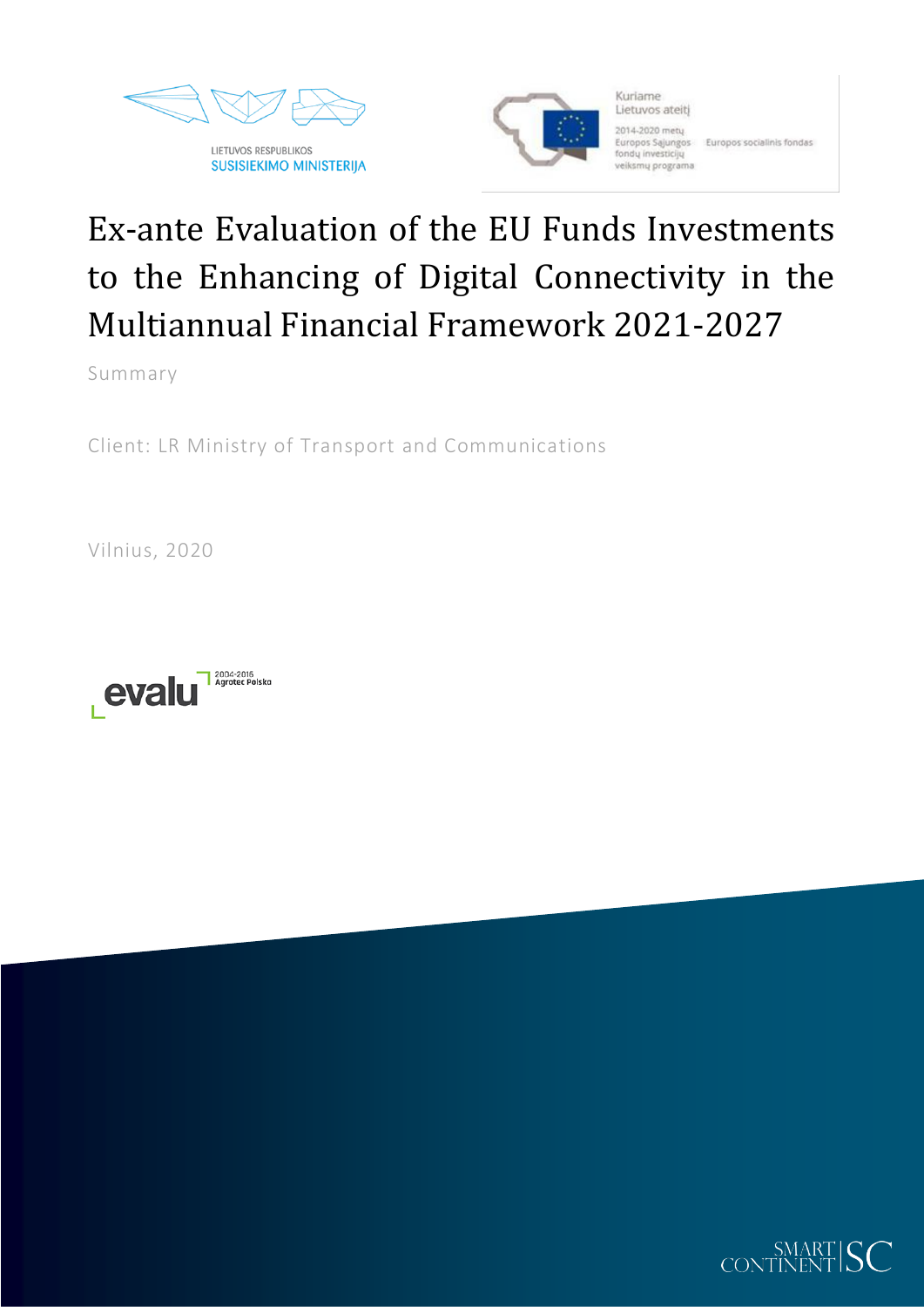LIETUVOS RESPUBLIKOS
SUSISIEKIMO MINISTERIJA

Kuriame Lietuvos ateitį

2014-2020 metų Europos Sąjungos fondų investicijų veiksmų programa

Europos socialinis fondas

# Ex-ante Evaluation of the EU Funds Investments to the Enhancing of Digital Connectivity in the Multiannual Financial Framework 2021-2027

Summary

Client: LR Ministry of Transport and Communications

Vilnius, 2020

evalu 2004-2016 Agrotec Polska

SMART CONTINENT SC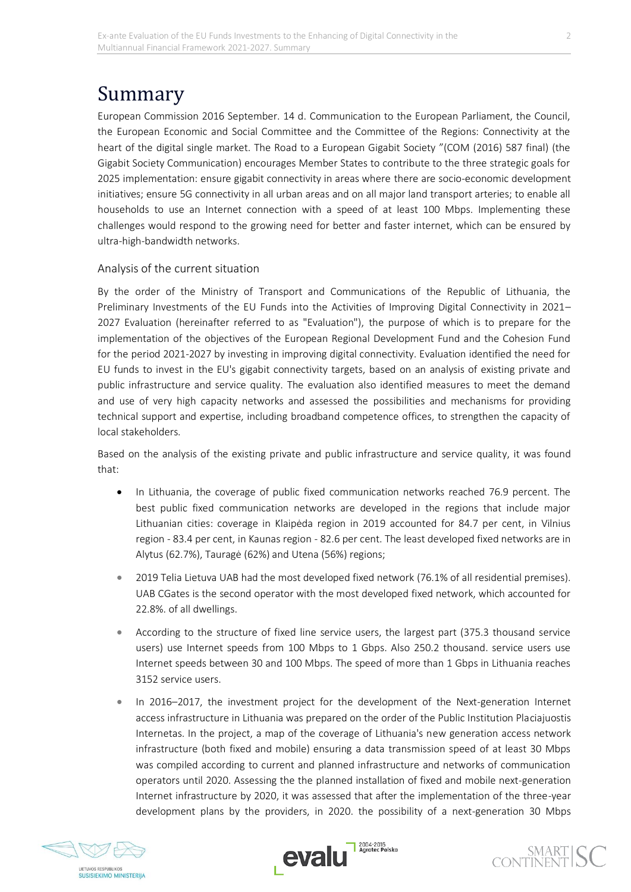# Summary

European Commission 2016 September. 14 d. Communication to the European Parliament, the Council, the European Economic and Social Committee and the Committee of the Regions: Connectivity at the heart of the digital single market. The Road to a European Gigabit Society "(COM (2016) 587 final) (the Gigabit Society Communication) encourages Member States to contribute to the three strategic goals for 2025 implementation: ensure gigabit connectivity in areas where there are socio-economic development initiatives; ensure 5G connectivity in all urban areas and on all major land transport arteries; to enable all households to use an Internet connection with a speed of at least 100 Mbps. Implementing these challenges would respond to the growing need for better and faster internet, which can be ensured by ultra-high-bandwidth networks.

## Analysis of the current situation

By the order of the Ministry of Transport and Communications of the Republic of Lithuania, the Preliminary Investments of the EU Funds into the Activities of Improving Digital Connectivity in 2021–2027 Evaluation (hereinafter referred to as "Evaluation"), the purpose of which is to prepare for the implementation of the objectives of the European Regional Development Fund and the Cohesion Fund for the period 2021-2027 by investing in improving digital connectivity. Evaluation identified the need for EU funds to invest in the EU's gigabit connectivity targets, based on an analysis of existing private and public infrastructure and service quality. The evaluation also identified measures to meet the demand and use of very high capacity networks and assessed the possibilities and mechanisms for providing technical support and expertise, including broadband competence offices, to strengthen the capacity of local stakeholders.

Based on the analysis of the existing private and public infrastructure and service quality, it was found that:

- In Lithuania, the coverage of public fixed communication networks reached 76.9 percent. The best public fixed communication networks are developed in the regions that include major Lithuanian cities: coverage in Klaipėda region in 2019 accounted for 84.7 per cent, in Vilnius region - 83.4 per cent, in Kaunas region - 82.6 per cent. The least developed fixed networks are in Alytus (62.7%), Tauragė (62%) and Utena (56%) regions;
- 2019 Telia Lietuva UAB had the most developed fixed network (76.1% of all residential premises). UAB CGates is the second operator with the most developed fixed network, which accounted for 22.8%. of all dwellings.
- According to the structure of fixed line service users, the largest part (375.3 thousand service users) use Internet speeds from 100 Mbps to 1 Gbps. Also 250.2 thousand. service users use Internet speeds between 30 and 100 Mbps. The speed of more than 1 Gbps in Lithuania reaches 3152 service users.
- In 2016–2017, the investment project for the development of the Next-generation Internet access infrastructure in Lithuania was prepared on the order of the Public Institution Placiajuostis Internetas. In the project, a map of the coverage of Lithuania's new generation access network infrastructure (both fixed and mobile) ensuring a data transmission speed of at least 30 Mbps was compiled according to current and planned infrastructure and networks of communication operators until 2020. Assessing the the planned installation of fixed and mobile next-generation Internet infrastructure by 2020, it was assessed that after the implementation of the three-year development plans by the providers, in 2020. the possibility of a next-generation 30 Mbps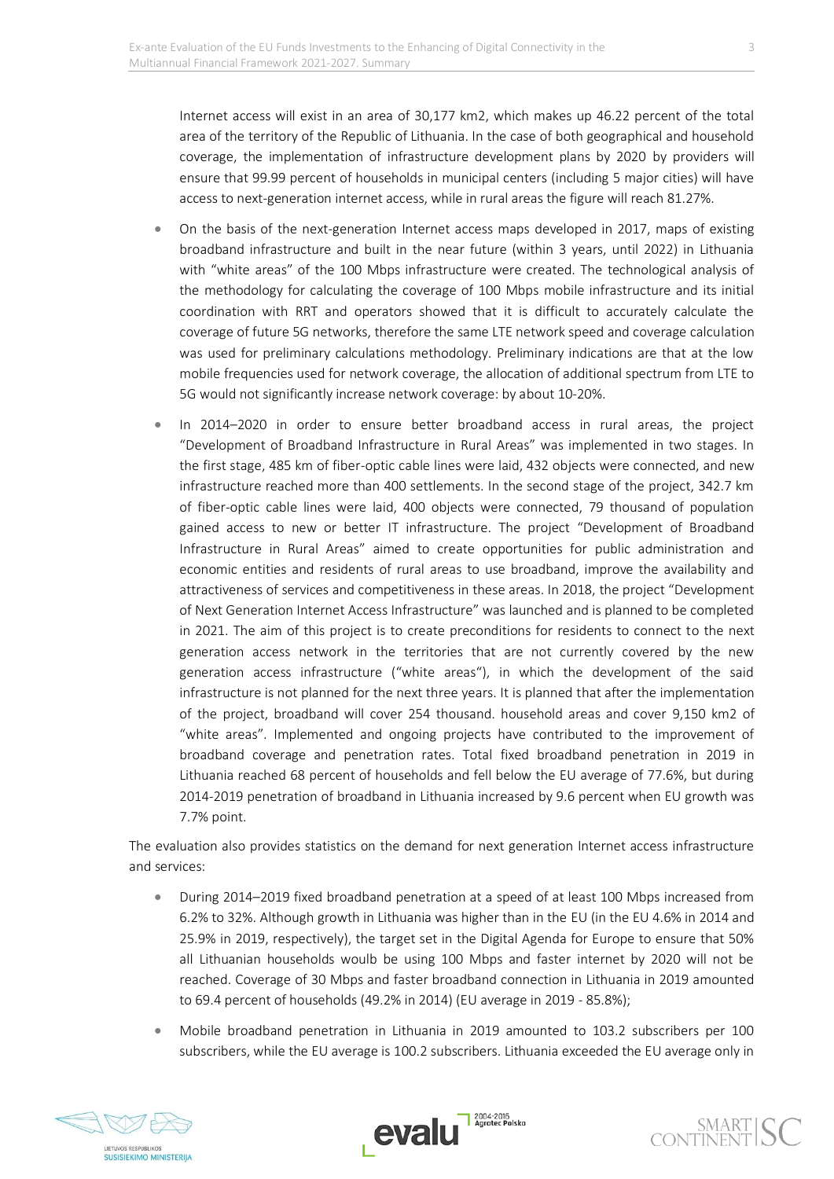Internet access will exist in an area of 30,177 km2, which makes up 46.22 percent of the total area of the territory of the Republic of Lithuania. In the case of both geographical and household coverage, the implementation of infrastructure development plans by 2020 by providers will ensure that 99.99 percent of households in municipal centers (including 5 major cities) will have access to next-generation internet access, while in rural areas the figure will reach 81.27%.

- On the basis of the next-generation Internet access maps developed in 2017, maps of existing broadband infrastructure and built in the near future (within 3 years, until 2022) in Lithuania with "white areas" of the 100 Mbps infrastructure were created. The technological analysis of the methodology for calculating the coverage of 100 Mbps mobile infrastructure and its initial coordination with RRT and operators showed that it is difficult to accurately calculate the coverage of future 5G networks, therefore the same LTE network speed and coverage calculation was used for preliminary calculations methodology. Preliminary indications are that at the low mobile frequencies used for network coverage, the allocation of additional spectrum from LTE to 5G would not significantly increase network coverage: by about 10-20%.
- In 2014–2020 in order to ensure better broadband access in rural areas, the project "Development of Broadband Infrastructure in Rural Areas" was implemented in two stages. In the first stage, 485 km of fiber-optic cable lines were laid, 432 objects were connected, and new infrastructure reached more than 400 settlements. In the second stage of the project, 342.7 km of fiber-optic cable lines were laid, 400 objects were connected, 79 thousand of population gained access to new or better IT infrastructure. The project "Development of Broadband Infrastructure in Rural Areas" aimed to create opportunities for public administration and economic entities and residents of rural areas to use broadband, improve the availability and attractiveness of services and competitiveness in these areas. In 2018, the project "Development of Next Generation Internet Access Infrastructure" was launched and is planned to be completed in 2021. The aim of this project is to create preconditions for residents to connect to the next generation access network in the territories that are not currently covered by the new generation access infrastructure ("white areas"), in which the development of the said infrastructure is not planned for the next three years. It is planned that after the implementation of the project, broadband will cover 254 thousand. household areas and cover 9,150 km2 of "white areas". Implemented and ongoing projects have contributed to the improvement of broadband coverage and penetration rates. Total fixed broadband penetration in 2019 in Lithuania reached 68 percent of households and fell below the EU average of 77.6%, but during 2014-2019 penetration of broadband in Lithuania increased by 9.6 percent when EU growth was 7.7% point.

The evaluation also provides statistics on the demand for next generation Internet access infrastructure and services:

- During 2014–2019 fixed broadband penetration at a speed of at least 100 Mbps increased from 6.2% to 32%. Although growth in Lithuania was higher than in the EU (in the EU 4.6% in 2014 and 25.9% in 2019, respectively), the target set in the Digital Agenda for Europe to ensure that 50% all Lithuanian households woulb be using 100 Mbps and faster internet by 2020 will not be reached. Coverage of 30 Mbps and faster broadband connection in Lithuania in 2019 amounted to 69.4 percent of households (49.2% in 2014) (EU average in 2019 - 85.8%);
- Mobile broadband penetration in Lithuania in 2019 amounted to 103.2 subscribers per 100 subscribers, while the EU average is 100.2 subscribers. Lithuania exceeded the EU average only in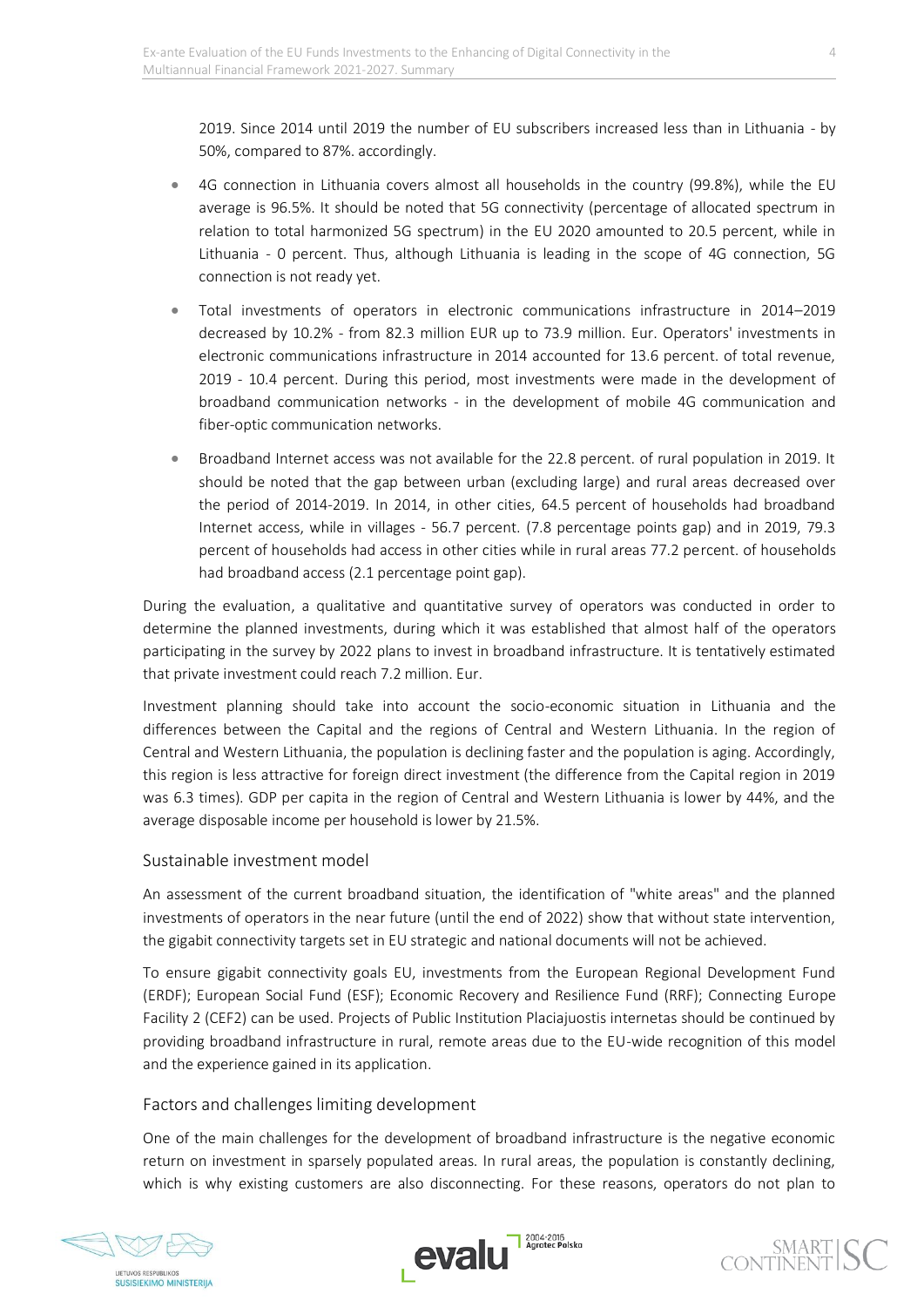2019. Since 2014 until 2019 the number of EU subscribers increased less than in Lithuania - by 50%, compared to 87%. accordingly.

- 4G connection in Lithuania covers almost all households in the country (99.8%), while the EU average is 96.5%. It should be noted that 5G connectivity (percentage of allocated spectrum in relation to total harmonized 5G spectrum) in the EU 2020 amounted to 20.5 percent, while in Lithuania - 0 percent. Thus, although Lithuania is leading in the scope of 4G connection, 5G connection is not ready yet.
- Total investments of operators in electronic communications infrastructure in 2014–2019 decreased by 10.2% - from 82.3 million EUR up to 73.9 million. Eur. Operators' investments in electronic communications infrastructure in 2014 accounted for 13.6 percent. of total revenue, 2019 - 10.4 percent. During this period, most investments were made in the development of broadband communication networks - in the development of mobile 4G communication and fiber-optic communication networks.
- Broadband Internet access was not available for the 22.8 percent. of rural population in 2019. It should be noted that the gap between urban (excluding large) and rural areas decreased over the period of 2014-2019. In 2014, in other cities, 64.5 percent of households had broadband Internet access, while in villages - 56.7 percent. (7.8 percentage points gap) and in 2019, 79.3 percent of households had access in other cities while in rural areas 77.2 percent. of households had broadband access (2.1 percentage point gap).

During the evaluation, a qualitative and quantitative survey of operators was conducted in order to determine the planned investments, during which it was established that almost half of the operators participating in the survey by 2022 plans to invest in broadband infrastructure. It is tentatively estimated that private investment could reach 7.2 million. Eur.

Investment planning should take into account the socio-economic situation in Lithuania and the differences between the Capital and the regions of Central and Western Lithuania. In the region of Central and Western Lithuania, the population is declining faster and the population is aging. Accordingly, this region is less attractive for foreign direct investment (the difference from the Capital region in 2019 was 6.3 times). GDP per capita in the region of Central and Western Lithuania is lower by 44%, and the average disposable income per household is lower by 21.5%.

## Sustainable investment model

An assessment of the current broadband situation, the identification of "white areas" and the planned investments of operators in the near future (until the end of 2022) show that without state intervention, the gigabit connectivity targets set in EU strategic and national documents will not be achieved.

To ensure gigabit connectivity goals EU, investments from the European Regional Development Fund (ERDF); European Social Fund (ESF); Economic Recovery and Resilience Fund (RRF); Connecting Europe Facility 2 (CEF2) can be used. Projects of Public Institution Placiajuostis internetas should be continued by providing broadband infrastructure in rural, remote areas due to the EU-wide recognition of this model and the experience gained in its application.

## Factors and challenges limiting development

One of the main challenges for the development of broadband infrastructure is the negative economic return on investment in sparsely populated areas. In rural areas, the population is constantly declining, which is why existing customers are also disconnecting. For these reasons, operators do not plan to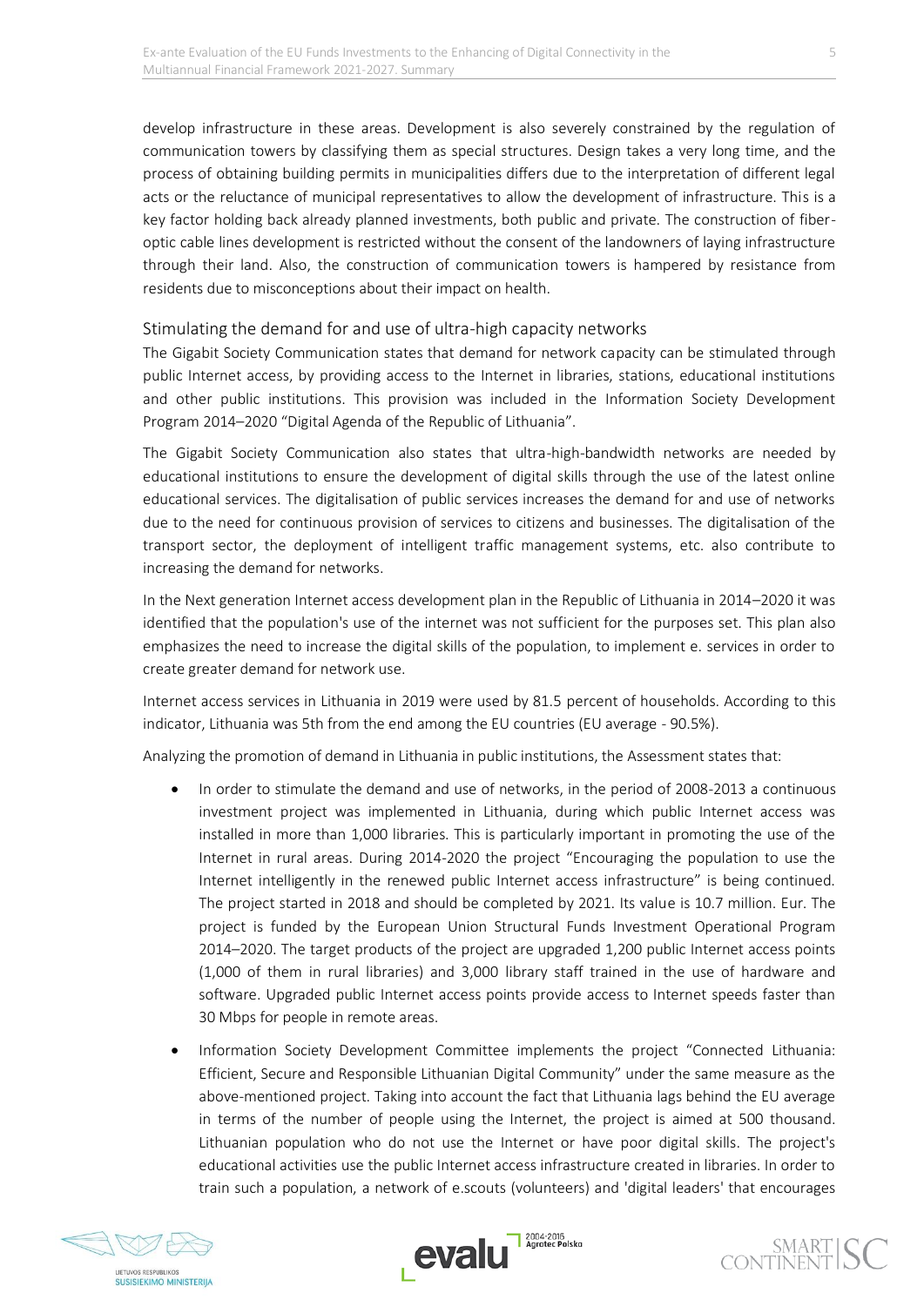develop infrastructure in these areas. Development is also severely constrained by the regulation of communication towers by classifying them as special structures. Design takes a very long time, and the process of obtaining building permits in municipalities differs due to the interpretation of different legal acts or the reluctance of municipal representatives to allow the development of infrastructure. This is a key factor holding back already planned investments, both public and private. The construction of fiber-optic cable lines development is restricted without the consent of the landowners of laying infrastructure through their land. Also, the construction of communication towers is hampered by resistance from residents due to misconceptions about their impact on health.

## Stimulating the demand for and use of ultra-high capacity networks

The Gigabit Society Communication states that demand for network capacity can be stimulated through public Internet access, by providing access to the Internet in libraries, stations, educational institutions and other public institutions. This provision was included in the Information Society Development Program 2014–2020 "Digital Agenda of the Republic of Lithuania".

The Gigabit Society Communication also states that ultra-high-bandwidth networks are needed by educational institutions to ensure the development of digital skills through the use of the latest online educational services. The digitalisation of public services increases the demand for and use of networks due to the need for continuous provision of services to citizens and businesses. The digitalisation of the transport sector, the deployment of intelligent traffic management systems, etc. also contribute to increasing the demand for networks.

In the Next generation Internet access development plan in the Republic of Lithuania in 2014–2020 it was identified that the population's use of the internet was not sufficient for the purposes set. This plan also emphasizes the need to increase the digital skills of the population, to implement e. services in order to create greater demand for network use.

Internet access services in Lithuania in 2019 were used by 81.5 percent of households. According to this indicator, Lithuania was 5th from the end among the EU countries (EU average - 90.5%).

Analyzing the promotion of demand in Lithuania in public institutions, the Assessment states that:

- In order to stimulate the demand and use of networks, in the period of 2008-2013 a continuous investment project was implemented in Lithuania, during which public Internet access was installed in more than 1,000 libraries. This is particularly important in promoting the use of the Internet in rural areas. During 2014-2020 the project "Encouraging the population to use the Internet intelligently in the renewed public Internet access infrastructure" is being continued. The project started in 2018 and should be completed by 2021. Its value is 10.7 million. Eur. The project is funded by the European Union Structural Funds Investment Operational Program 2014–2020. The target products of the project are upgraded 1,200 public Internet access points (1,000 of them in rural libraries) and 3,000 library staff trained in the use of hardware and software. Upgraded public Internet access points provide access to Internet speeds faster than 30 Mbps for people in remote areas.
- Information Society Development Committee implements the project "Connected Lithuania: Efficient, Secure and Responsible Lithuanian Digital Community" under the same measure as the above-mentioned project. Taking into account the fact that Lithuania lags behind the EU average in terms of the number of people using the Internet, the project is aimed at 500 thousand. Lithuanian population who do not use the Internet or have poor digital skills. The project's educational activities use the public Internet access infrastructure created in libraries. In order to train such a population, a network of e.scouts (volunteers) and 'digital leaders' that encourages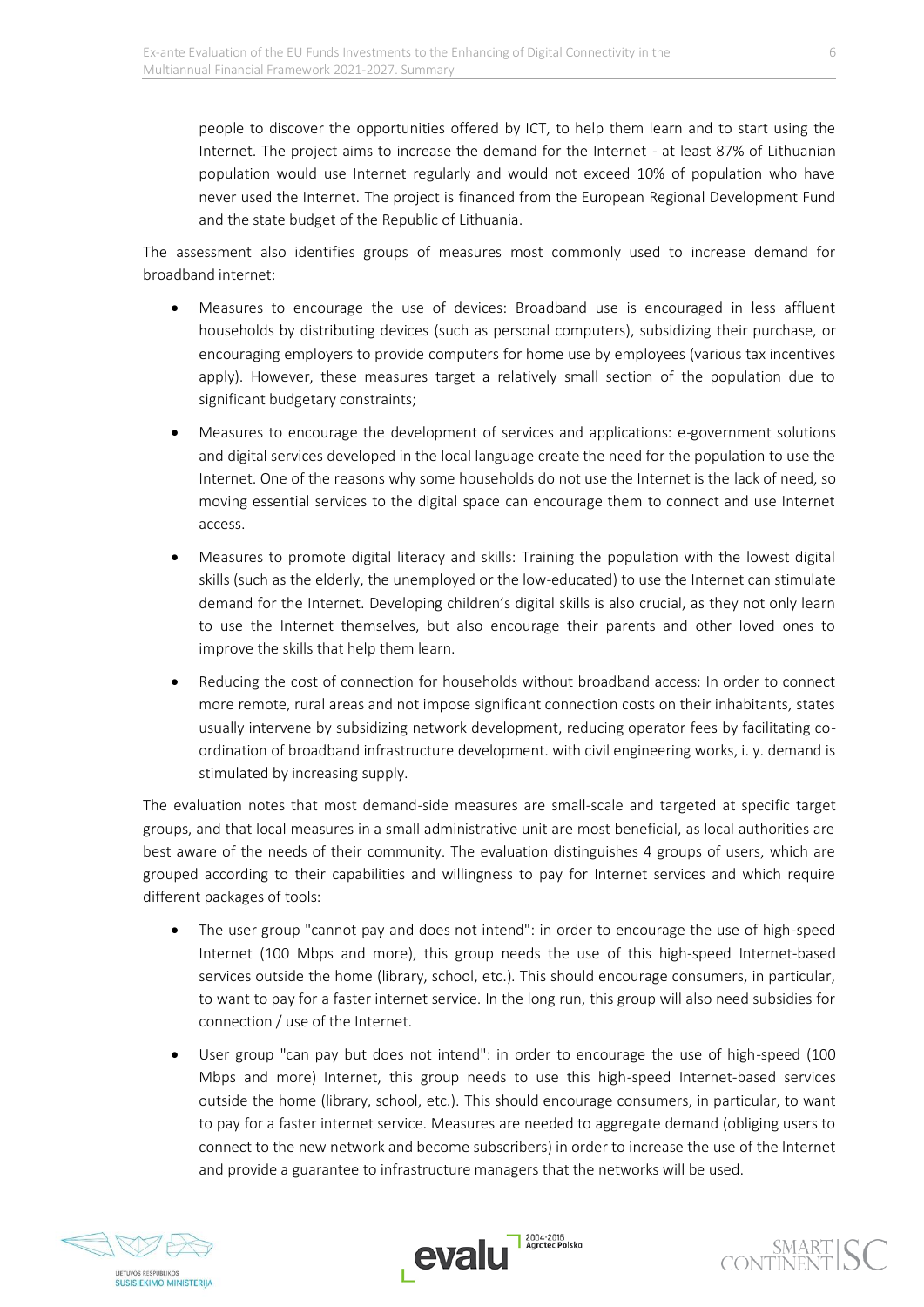people to discover the opportunities offered by ICT, to help them learn and to start using the Internet. The project aims to increase the demand for the Internet - at least 87% of Lithuanian population would use Internet regularly and would not exceed 10% of population who have never used the Internet. The project is financed from the European Regional Development Fund and the state budget of the Republic of Lithuania.

The assessment also identifies groups of measures most commonly used to increase demand for broadband internet:

- Measures to encourage the use of devices: Broadband use is encouraged in less affluent households by distributing devices (such as personal computers), subsidizing their purchase, or encouraging employers to provide computers for home use by employees (various tax incentives apply). However, these measures target a relatively small section of the population due to significant budgetary constraints;
- Measures to encourage the development of services and applications: e-government solutions and digital services developed in the local language create the need for the population to use the Internet. One of the reasons why some households do not use the Internet is the lack of need, so moving essential services to the digital space can encourage them to connect and use Internet access.
- Measures to promote digital literacy and skills: Training the population with the lowest digital skills (such as the elderly, the unemployed or the low-educated) to use the Internet can stimulate demand for the Internet. Developing children's digital skills is also crucial, as they not only learn to use the Internet themselves, but also encourage their parents and other loved ones to improve the skills that help them learn.
- Reducing the cost of connection for households without broadband access: In order to connect more remote, rural areas and not impose significant connection costs on their inhabitants, states usually intervene by subsidizing network development, reducing operator fees by facilitating co-ordination of broadband infrastructure development. with civil engineering works, i. y. demand is stimulated by increasing supply.

The evaluation notes that most demand-side measures are small-scale and targeted at specific target groups, and that local measures in a small administrative unit are most beneficial, as local authorities are best aware of the needs of their community. The evaluation distinguishes 4 groups of users, which are grouped according to their capabilities and willingness to pay for Internet services and which require different packages of tools:

- The user group "cannot pay and does not intend": in order to encourage the use of high-speed Internet (100 Mbps and more), this group needs the use of this high-speed Internet-based services outside the home (library, school, etc.). This should encourage consumers, in particular, to want to pay for a faster internet service. In the long run, this group will also need subsidies for connection / use of the Internet.
- User group "can pay but does not intend": in order to encourage the use of high-speed (100 Mbps and more) Internet, this group needs to use this high-speed Internet-based services outside the home (library, school, etc.). This should encourage consumers, in particular, to want to pay for a faster internet service. Measures are needed to aggregate demand (obliging users to connect to the new network and become subscribers) in order to increase the use of the Internet and provide a guarantee to infrastructure managers that the networks will be used.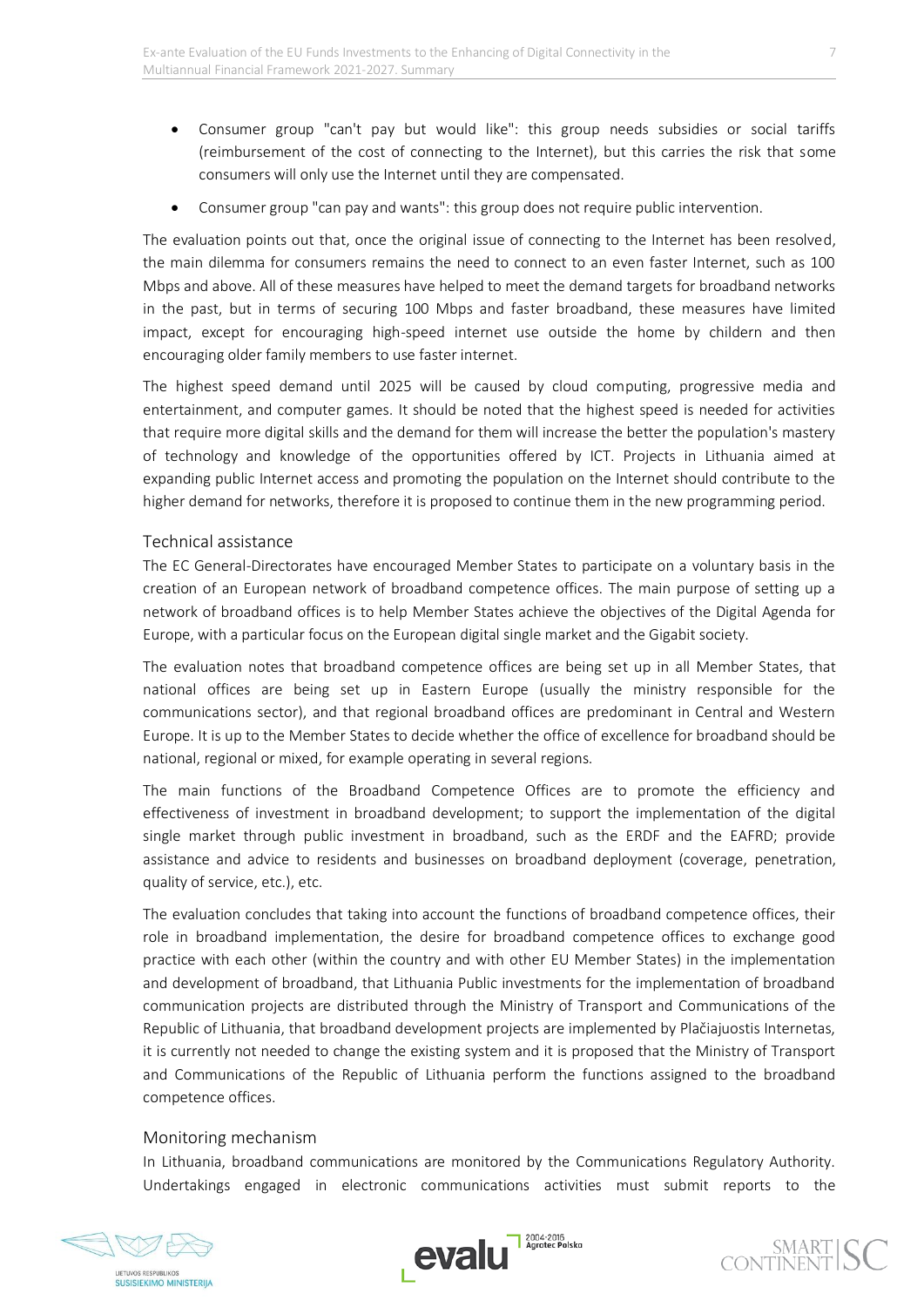- Consumer group "can't pay but would like": this group needs subsidies or social tariffs (reimbursement of the cost of connecting to the Internet), but this carries the risk that some consumers will only use the Internet until they are compensated.
- Consumer group "can pay and wants": this group does not require public intervention.

The evaluation points out that, once the original issue of connecting to the Internet has been resolved, the main dilemma for consumers remains the need to connect to an even faster Internet, such as 100 Mbps and above. All of these measures have helped to meet the demand targets for broadband networks in the past, but in terms of securing 100 Mbps and faster broadband, these measures have limited impact, except for encouraging high-speed internet use outside the home by childern and then encouraging older family members to use faster internet.

The highest speed demand until 2025 will be caused by cloud computing, progressive media and entertainment, and computer games. It should be noted that the highest speed is needed for activities that require more digital skills and the demand for them will increase the better the population's mastery of technology and knowledge of the opportunities offered by ICT. Projects in Lithuania aimed at expanding public Internet access and promoting the population on the Internet should contribute to the higher demand for networks, therefore it is proposed to continue them in the new programming period.

### Technical assistance

The EC General-Directorates have encouraged Member States to participate on a voluntary basis in the creation of an European network of broadband competence offices. The main purpose of setting up a network of broadband offices is to help Member States achieve the objectives of the Digital Agenda for Europe, with a particular focus on the European digital single market and the Gigabit society.

The evaluation notes that broadband competence offices are being set up in all Member States, that national offices are being set up in Eastern Europe (usually the ministry responsible for the communications sector), and that regional broadband offices are predominant in Central and Western Europe. It is up to the Member States to decide whether the office of excellence for broadband should be national, regional or mixed, for example operating in several regions.

The main functions of the Broadband Competence Offices are to promote the efficiency and effectiveness of investment in broadband development; to support the implementation of the digital single market through public investment in broadband, such as the ERDF and the EAFRD; provide assistance and advice to residents and businesses on broadband deployment (coverage, penetration, quality of service, etc.), etc.

The evaluation concludes that taking into account the functions of broadband competence offices, their role in broadband implementation, the desire for broadband competence offices to exchange good practice with each other (within the country and with other EU Member States) in the implementation and development of broadband, that Lithuania Public investments for the implementation of broadband communication projects are distributed through the Ministry of Transport and Communications of the Republic of Lithuania, that broadband development projects are implemented by Plačiajuostis Internetas, it is currently not needed to change the existing system and it is proposed that the Ministry of Transport and Communications of the Republic of Lithuania perform the functions assigned to the broadband competence offices.

### Monitoring mechanism

In Lithuania, broadband communications are monitored by the Communications Regulatory Authority. Undertakings engaged in electronic communications activities must submit reports to the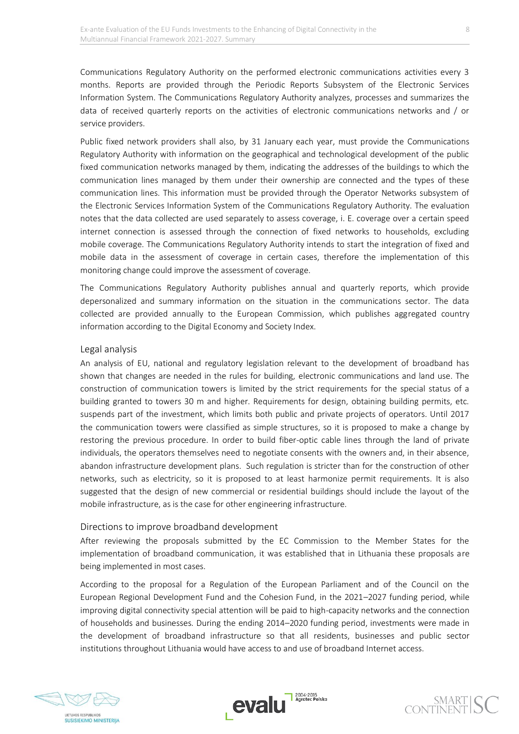Communications Regulatory Authority on the performed electronic communications activities every 3 months. Reports are provided through the Periodic Reports Subsystem of the Electronic Services Information System. The Communications Regulatory Authority analyzes, processes and summarizes the data of received quarterly reports on the activities of electronic communications networks and / or service providers.

Public fixed network providers shall also, by 31 January each year, must provide the Communications Regulatory Authority with information on the geographical and technological development of the public fixed communication networks managed by them, indicating the addresses of the buildings to which the communication lines managed by them under their ownership are connected and the types of these communication lines. This information must be provided through the Operator Networks subsystem of the Electronic Services Information System of the Communications Regulatory Authority. The evaluation notes that the data collected are used separately to assess coverage, i. E. coverage over a certain speed internet connection is assessed through the connection of fixed networks to households, excluding mobile coverage. The Communications Regulatory Authority intends to start the integration of fixed and mobile data in the assessment of coverage in certain cases, therefore the implementation of this monitoring change could improve the assessment of coverage.

The Communications Regulatory Authority publishes annual and quarterly reports, which provide depersonalized and summary information on the situation in the communications sector. The data collected are provided annually to the European Commission, which publishes aggregated country information according to the Digital Economy and Society Index.

## Legal analysis

An analysis of EU, national and regulatory legislation relevant to the development of broadband has shown that changes are needed in the rules for building, electronic communications and land use. The construction of communication towers is limited by the strict requirements for the special status of a building granted to towers 30 m and higher. Requirements for design, obtaining building permits, etc. suspends part of the investment, which limits both public and private projects of operators. Until 2017 the communication towers were classified as simple structures, so it is proposed to make a change by restoring the previous procedure. In order to build fiber-optic cable lines through the land of private individuals, the operators themselves need to negotiate consents with the owners and, in their absence, abandon infrastructure development plans. Such regulation is stricter than for the construction of other networks, such as electricity, so it is proposed to at least harmonize permit requirements. It is also suggested that the design of new commercial or residential buildings should include the layout of the mobile infrastructure, as is the case for other engineering infrastructure.

## Directions to improve broadband development

After reviewing the proposals submitted by the EC Commission to the Member States for the implementation of broadband communication, it was established that in Lithuania these proposals are being implemented in most cases.

According to the proposal for a Regulation of the European Parliament and of the Council on the European Regional Development Fund and the Cohesion Fund, in the 2021–2027 funding period, while improving digital connectivity special attention will be paid to high-capacity networks and the connection of households and businesses. During the ending 2014–2020 funding period, investments were made in the development of broadband infrastructure so that all residents, businesses and public sector institutions throughout Lithuania would have access to and use of broadband Internet access.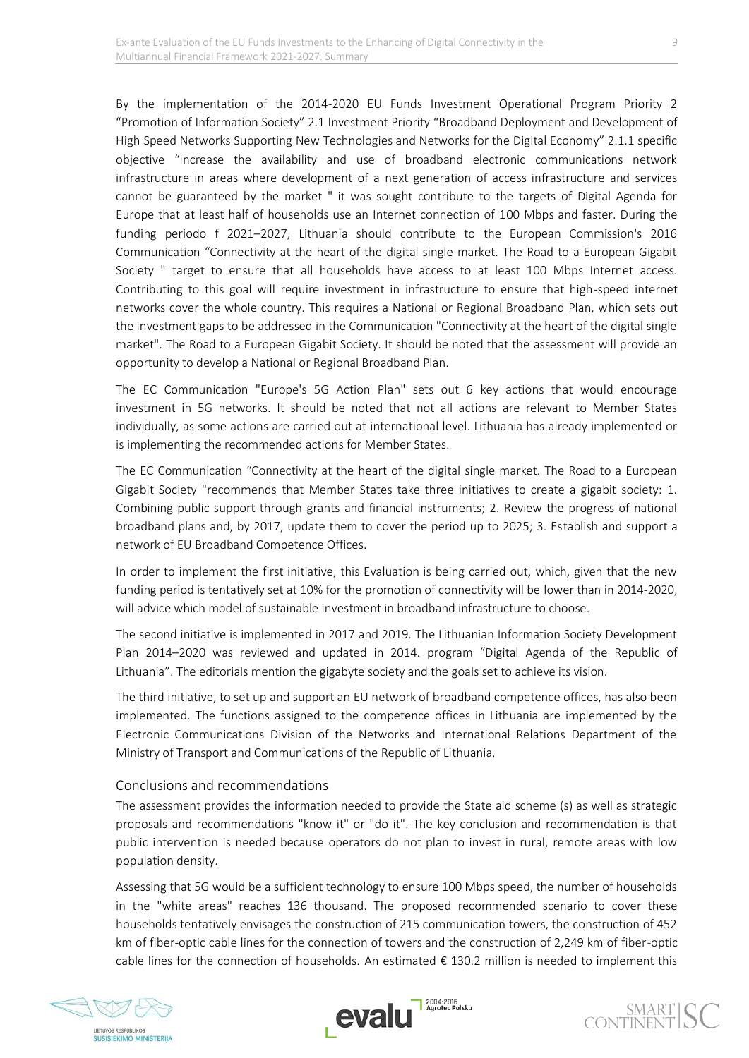By the implementation of the 2014-2020 EU Funds Investment Operational Program Priority 2 "Promotion of Information Society" 2.1 Investment Priority "Broadband Deployment and Development of High Speed Networks Supporting New Technologies and Networks for the Digital Economy" 2.1.1 specific objective "Increase the availability and use of broadband electronic communications network infrastructure in areas where development of a next generation of access infrastructure and services cannot be guaranteed by the market " it was sought contribute to the targets of Digital Agenda for Europe that at least half of households use an Internet connection of 100 Mbps and faster. During the funding periodo f 2021–2027, Lithuania should contribute to the European Commission's 2016 Communication "Connectivity at the heart of the digital single market. The Road to a European Gigabit Society " target to ensure that all households have access to at least 100 Mbps Internet access. Contributing to this goal will require investment in infrastructure to ensure that high-speed internet networks cover the whole country. This requires a National or Regional Broadband Plan, which sets out the investment gaps to be addressed in the Communication "Connectivity at the heart of the digital single market". The Road to a European Gigabit Society. It should be noted that the assessment will provide an opportunity to develop a National or Regional Broadband Plan.

The EC Communication "Europe's 5G Action Plan" sets out 6 key actions that would encourage investment in 5G networks. It should be noted that not all actions are relevant to Member States individually, as some actions are carried out at international level. Lithuania has already implemented or is implementing the recommended actions for Member States.

The EC Communication "Connectivity at the heart of the digital single market. The Road to a European Gigabit Society "recommends that Member States take three initiatives to create a gigabit society: 1. Combining public support through grants and financial instruments; 2. Review the progress of national broadband plans and, by 2017, update them to cover the period up to 2025; 3. Establish and support a network of EU Broadband Competence Offices.

In order to implement the first initiative, this Evaluation is being carried out, which, given that the new funding period is tentatively set at 10% for the promotion of connectivity will be lower than in 2014-2020, will advice which model of sustainable investment in broadband infrastructure to choose.

The second initiative is implemented in 2017 and 2019. The Lithuanian Information Society Development Plan 2014–2020 was reviewed and updated in 2014. program "Digital Agenda of the Republic of Lithuania". The editorials mention the gigabyte society and the goals set to achieve its vision.

The third initiative, to set up and support an EU network of broadband competence offices, has also been implemented. The functions assigned to the competence offices in Lithuania are implemented by the Electronic Communications Division of the Networks and International Relations Department of the Ministry of Transport and Communications of the Republic of Lithuania.

## Conclusions and recommendations

The assessment provides the information needed to provide the State aid scheme (s) as well as strategic proposals and recommendations "know it" or "do it". The key conclusion and recommendation is that public intervention is needed because operators do not plan to invest in rural, remote areas with low population density.

Assessing that 5G would be a sufficient technology to ensure 100 Mbps speed, the number of households in the "white areas" reaches 136 thousand. The proposed recommended scenario to cover these households tentatively envisages the construction of 215 communication towers, the construction of 452 km of fiber-optic cable lines for the connection of towers and the construction of 2,249 km of fiber-optic cable lines for the connection of households. An estimated € 130.2 million is needed to implement this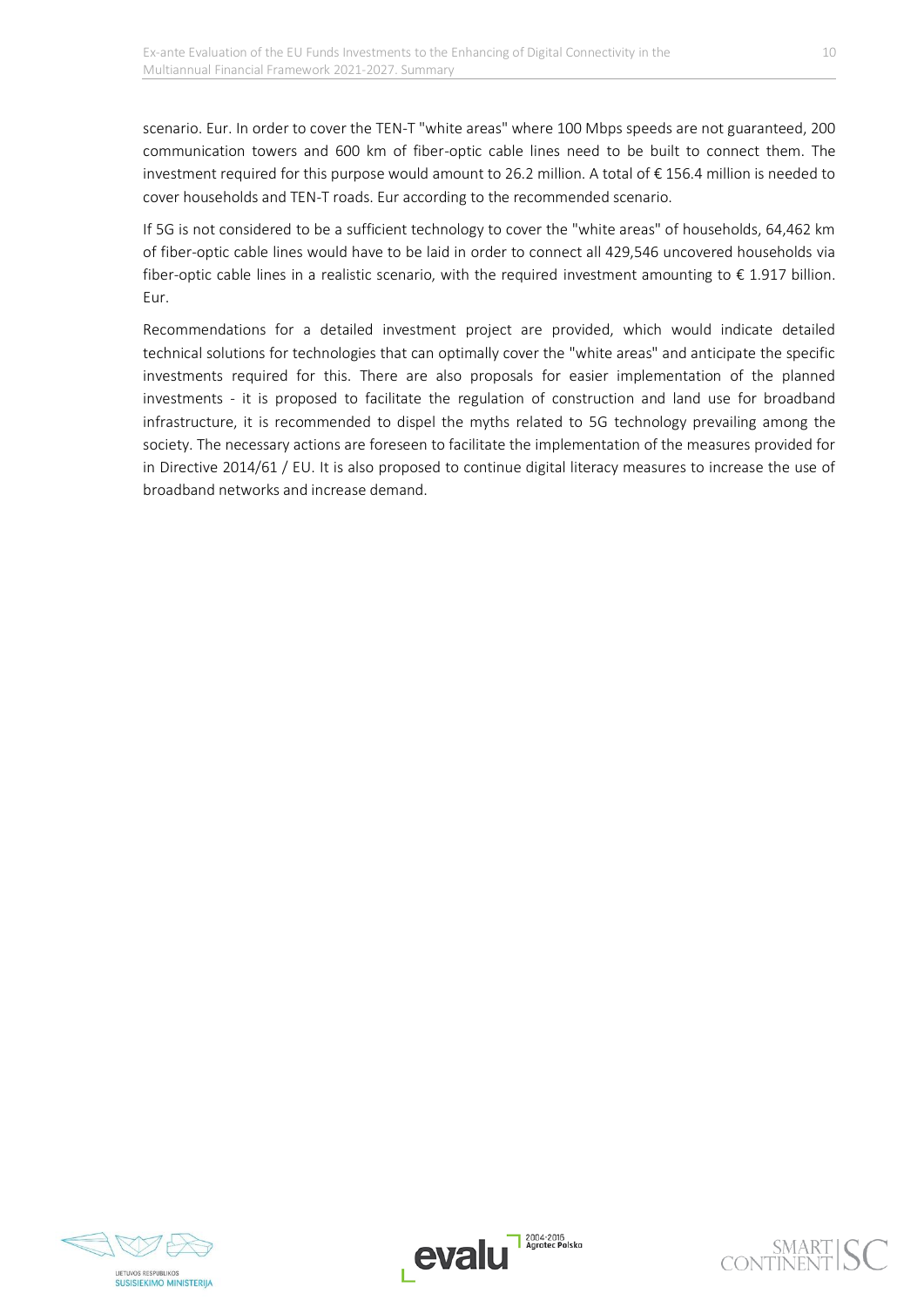scenario. Eur. In order to cover the TEN-T "white areas" where 100 Mbps speeds are not guaranteed, 200 communication towers and 600 km of fiber-optic cable lines need to be built to connect them. The investment required for this purpose would amount to 26.2 million. A total of € 156.4 million is needed to cover households and TEN-T roads. Eur according to the recommended scenario.

If 5G is not considered to be a sufficient technology to cover the "white areas" of households, 64,462 km of fiber-optic cable lines would have to be laid in order to connect all 429,546 uncovered households via fiber-optic cable lines in a realistic scenario, with the required investment amounting to € 1.917 billion. Eur.

Recommendations for a detailed investment project are provided, which would indicate detailed technical solutions for technologies that can optimally cover the "white areas" and anticipate the specific investments required for this. There are also proposals for easier implementation of the planned investments - it is proposed to facilitate the regulation of construction and land use for broadband infrastructure, it is recommended to dispel the myths related to 5G technology prevailing among the society. The necessary actions are foreseen to facilitate the implementation of the measures provided for in Directive 2014/61 / EU. It is also proposed to continue digital literacy measures to increase the use of broadband networks and increase demand.